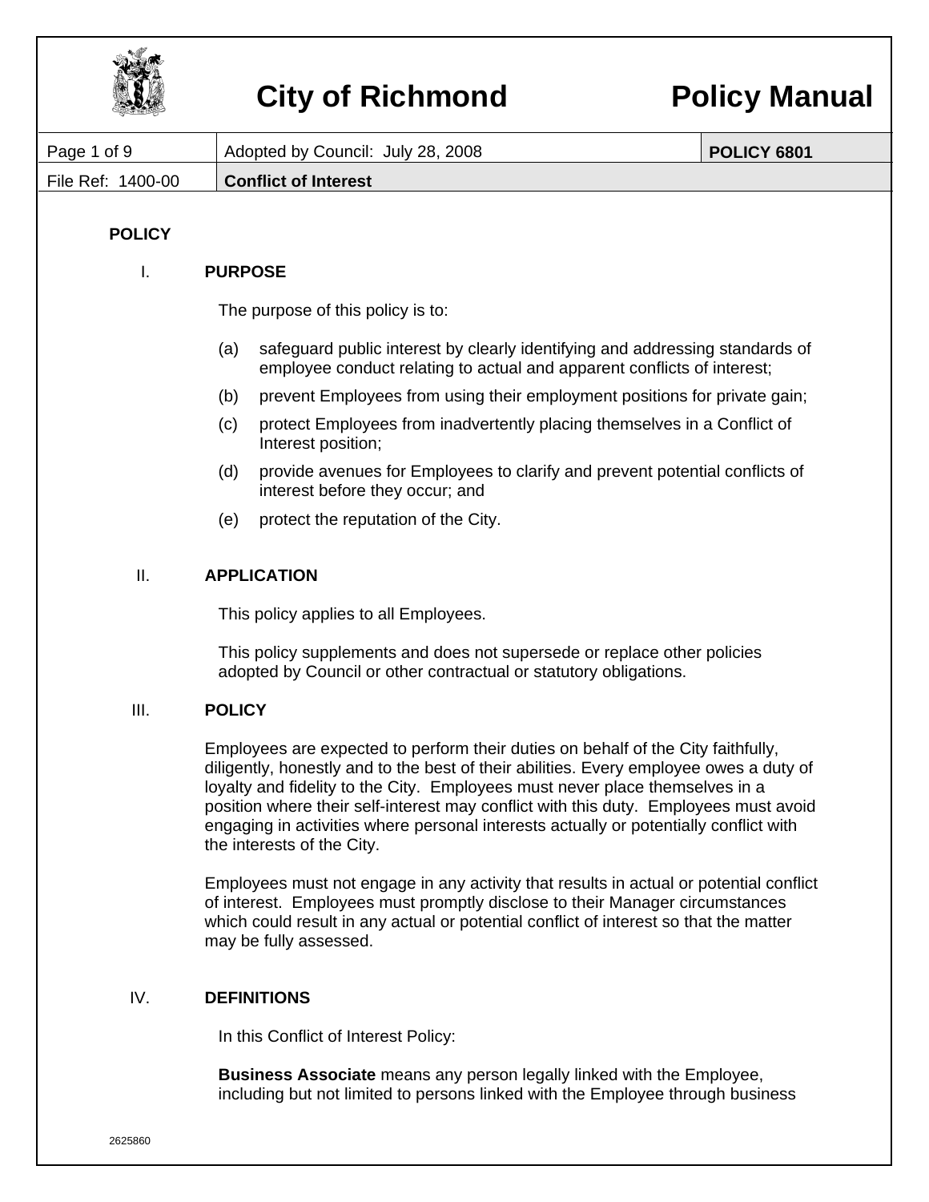# City of Richmond — Policy Manual

| Page 1 of 9 | Adopted by Council: July 28, 2008 | **POLICY 6801** |
|---|---|---|
| File Ref: 1400-00 | **Conflict of Interest** | |

## POLICY

### I. PURPOSE

The purpose of this policy is to:

(a) safeguard public interest by clearly identifying and addressing standards of employee conduct relating to actual and apparent conflicts of interest;

(b) prevent Employees from using their employment positions for private gain;

(c) protect Employees from inadvertently placing themselves in a Conflict of Interest position;

(d) provide avenues for Employees to clarify and prevent potential conflicts of interest before they occur; and

(e) protect the reputation of the City.

### II. APPLICATION

This policy applies to all Employees.

This policy supplements and does not supersede or replace other policies adopted by Council or other contractual or statutory obligations.

### III. POLICY

Employees are expected to perform their duties on behalf of the City faithfully, diligently, honestly and to the best of their abilities. Every employee owes a duty of loyalty and fidelity to the City. Employees must never place themselves in a position where their self-interest may conflict with this duty. Employees must avoid engaging in activities where personal interests actually or potentially conflict with the interests of the City.

Employees must not engage in any activity that results in actual or potential conflict of interest. Employees must promptly disclose to their Manager circumstances which could result in any actual or potential conflict of interest so that the matter may be fully assessed.

### IV. DEFINITIONS

In this Conflict of Interest Policy:

**Business Associate** means any person legally linked with the Employee, including but not limited to persons linked with the Employee through business

2625860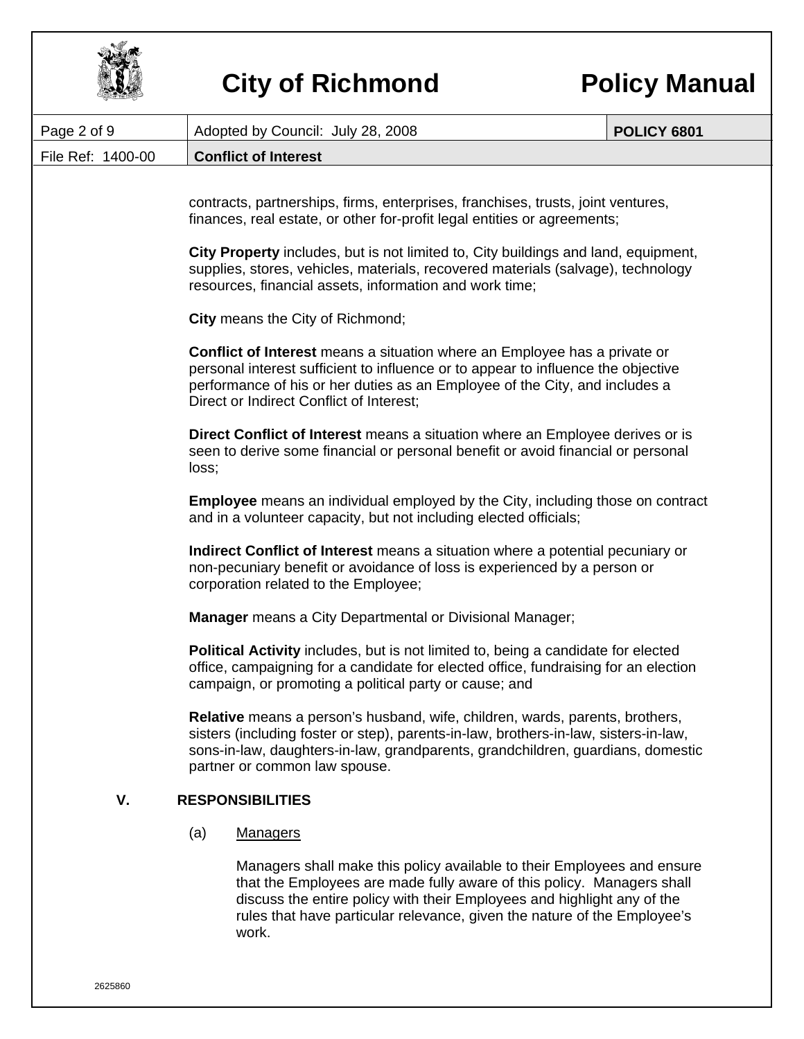contracts, partnerships, firms, enterprises, franchises, trusts, joint ventures, finances, real estate, or other for-profit legal entities or agreements;

**City Property** includes, but is not limited to, City buildings and land, equipment, supplies, stores, vehicles, materials, recovered materials (salvage), technology resources, financial assets, information and work time;

**City** means the City of Richmond;

**Conflict of Interest** means a situation where an Employee has a private or personal interest sufficient to influence or to appear to influence the objective performance of his or her duties as an Employee of the City, and includes a Direct or Indirect Conflict of Interest;

**Direct Conflict of Interest** means a situation where an Employee derives or is seen to derive some financial or personal benefit or avoid financial or personal loss;

**Employee** means an individual employed by the City, including those on contract and in a volunteer capacity, but not including elected officials;

**Indirect Conflict of Interest** means a situation where a potential pecuniary or non-pecuniary benefit or avoidance of loss is experienced by a person or corporation related to the Employee;

**Manager** means a City Departmental or Divisional Manager;

**Political Activity** includes, but is not limited to, being a candidate for elected office, campaigning for a candidate for elected office, fundraising for an election campaign, or promoting a political party or cause; and

**Relative** means a person's husband, wife, children, wards, parents, brothers, sisters (including foster or step), parents-in-law, brothers-in-law, sisters-in-law, sons-in-law, daughters-in-law, grandparents, grandchildren, guardians, domestic partner or common law spouse.

## V. RESPONSIBILITIES

(a) Managers

Managers shall make this policy available to their Employees and ensure that the Employees are made fully aware of this policy. Managers shall discuss the entire policy with their Employees and highlight any of the rules that have particular relevance, given the nature of the Employee's work.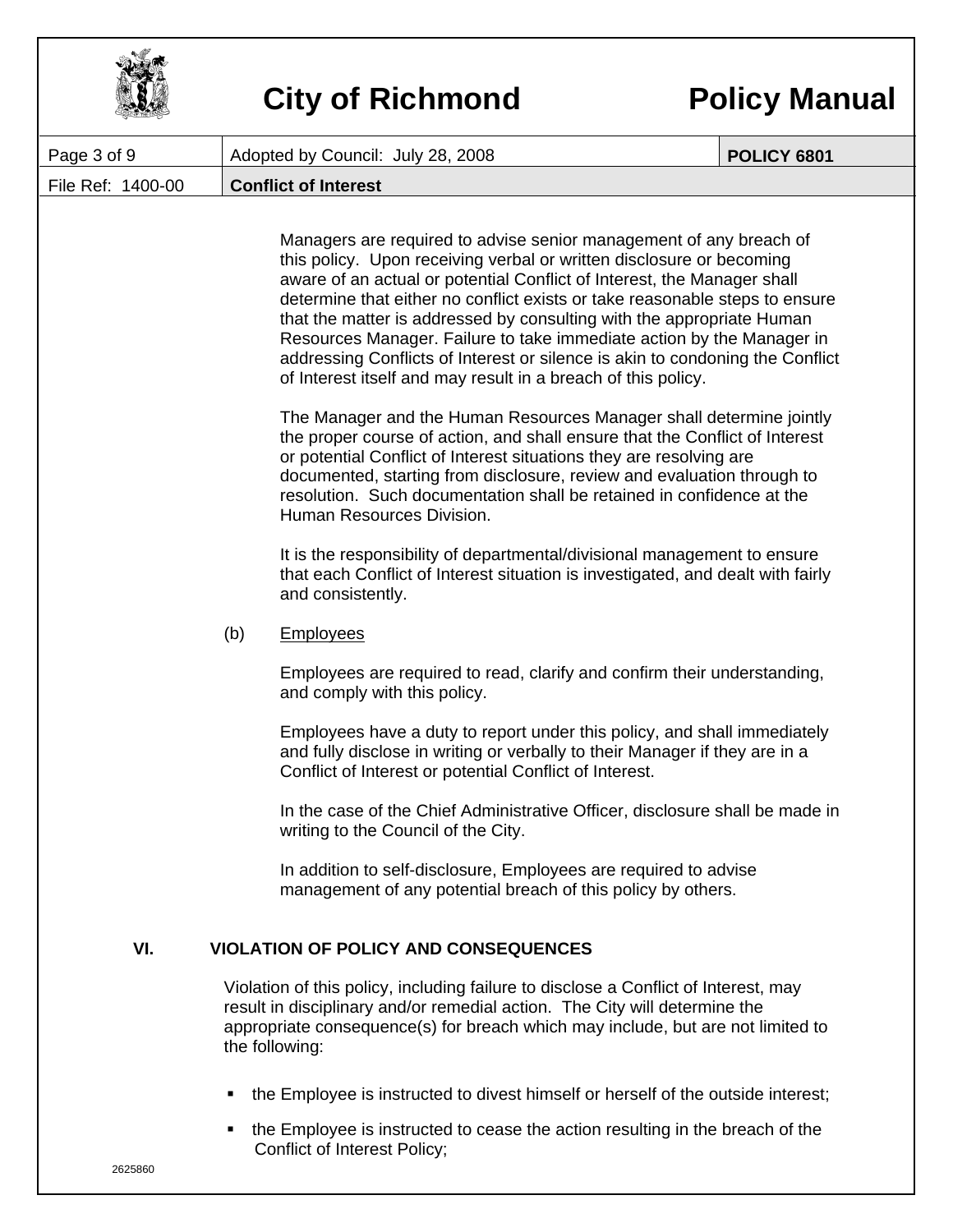Managers are required to advise senior management of any breach of this policy. Upon receiving verbal or written disclosure or becoming aware of an actual or potential Conflict of Interest, the Manager shall determine that either no conflict exists or take reasonable steps to ensure that the matter is addressed by consulting with the appropriate Human Resources Manager. Failure to take immediate action by the Manager in addressing Conflicts of Interest or silence is akin to condoning the Conflict of Interest itself and may result in a breach of this policy.

The Manager and the Human Resources Manager shall determine jointly the proper course of action, and shall ensure that the Conflict of Interest or potential Conflict of Interest situations they are resolving are documented, starting from disclosure, review and evaluation through to resolution. Such documentation shall be retained in confidence at the Human Resources Division.

It is the responsibility of departmental/divisional management to ensure that each Conflict of Interest situation is investigated, and dealt with fairly and consistently.

(b) Employees

Employees are required to read, clarify and confirm their understanding, and comply with this policy.

Employees have a duty to report under this policy, and shall immediately and fully disclose in writing or verbally to their Manager if they are in a Conflict of Interest or potential Conflict of Interest.

In the case of the Chief Administrative Officer, disclosure shall be made in writing to the Council of the City.

In addition to self-disclosure, Employees are required to advise management of any potential breach of this policy by others.

## VI. VIOLATION OF POLICY AND CONSEQUENCES

Violation of this policy, including failure to disclose a Conflict of Interest, may result in disciplinary and/or remedial action. The City will determine the appropriate consequence(s) for breach which may include, but are not limited to the following:

- the Employee is instructed to divest himself or herself of the outside interest;
- the Employee is instructed to cease the action resulting in the breach of the Conflict of Interest Policy;

2625860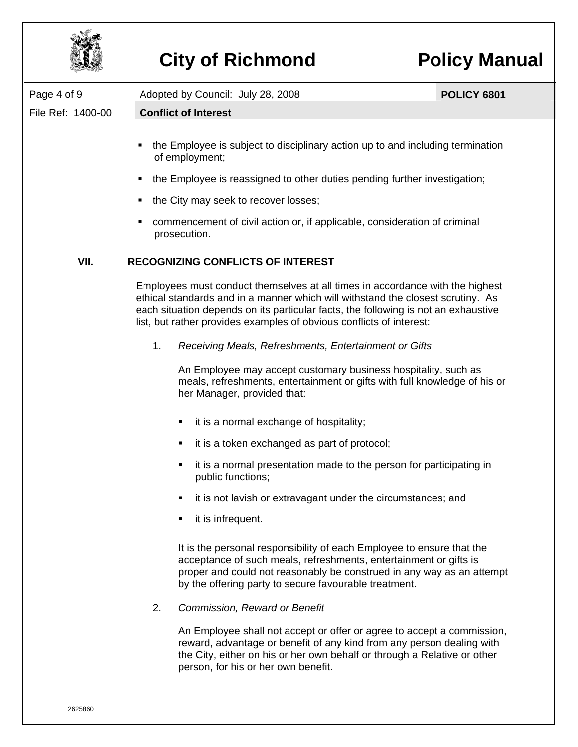- the Employee is subject to disciplinary action up to and including termination of employment;
- the Employee is reassigned to other duties pending further investigation;
- the City may seek to recover losses;
- commencement of civil action or, if applicable, consideration of criminal prosecution.

## VII. RECOGNIZING CONFLICTS OF INTEREST

Employees must conduct themselves at all times in accordance with the highest ethical standards and in a manner which will withstand the closest scrutiny. As each situation depends on its particular facts, the following is not an exhaustive list, but rather provides examples of obvious conflicts of interest:

1. *Receiving Meals, Refreshments, Entertainment or Gifts*

   An Employee may accept customary business hospitality, such as meals, refreshments, entertainment or gifts with full knowledge of his or her Manager, provided that:

   - it is a normal exchange of hospitality;
   - it is a token exchanged as part of protocol;
   - it is a normal presentation made to the person for participating in public functions;
   - it is not lavish or extravagant under the circumstances; and
   - it is infrequent.

   It is the personal responsibility of each Employee to ensure that the acceptance of such meals, refreshments, entertainment or gifts is proper and could not reasonably be construed in any way as an attempt by the offering party to secure favourable treatment.

2. *Commission, Reward or Benefit*

   An Employee shall not accept or offer or agree to accept a commission, reward, advantage or benefit of any kind from any person dealing with the City, either on his or her own behalf or through a Relative or other person, for his or her own benefit.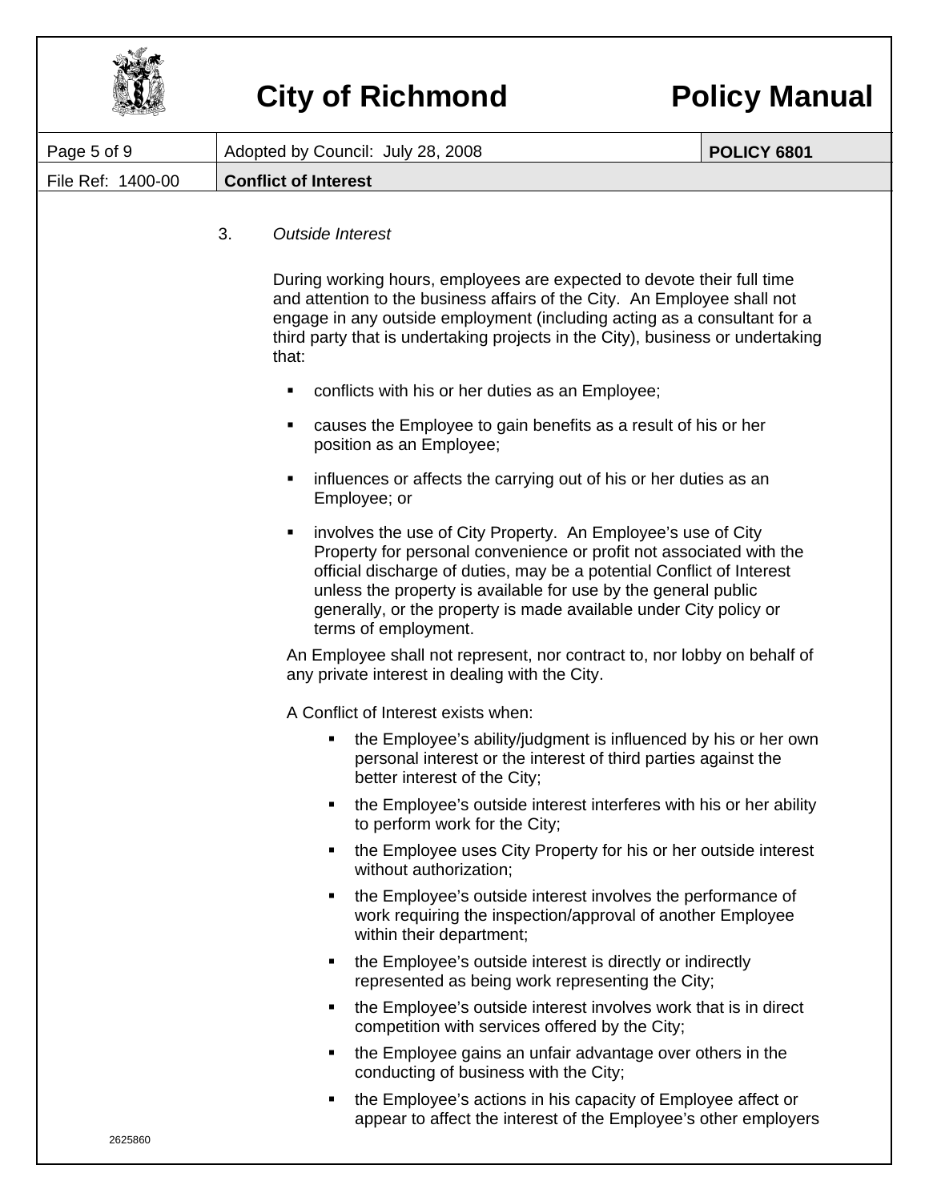3. *Outside Interest*

During working hours, employees are expected to devote their full time and attention to the business affairs of the City. An Employee shall not engage in any outside employment (including acting as a consultant for a third party that is undertaking projects in the City), business or undertaking that:

- conflicts with his or her duties as an Employee;
- causes the Employee to gain benefits as a result of his or her position as an Employee;
- influences or affects the carrying out of his or her duties as an Employee; or
- involves the use of City Property. An Employee's use of City Property for personal convenience or profit not associated with the official discharge of duties, may be a potential Conflict of Interest unless the property is available for use by the general public generally, or the property is made available under City policy or terms of employment.

An Employee shall not represent, nor contract to, nor lobby on behalf of any private interest in dealing with the City.

A Conflict of Interest exists when:

- the Employee's ability/judgment is influenced by his or her own personal interest or the interest of third parties against the better interest of the City;
- the Employee's outside interest interferes with his or her ability to perform work for the City;
- the Employee uses City Property for his or her outside interest without authorization;
- the Employee's outside interest involves the performance of work requiring the inspection/approval of another Employee within their department;
- the Employee's outside interest is directly or indirectly represented as being work representing the City;
- the Employee's outside interest involves work that is in direct competition with services offered by the City;
- the Employee gains an unfair advantage over others in the conducting of business with the City;
- the Employee's actions in his capacity of Employee affect or appear to affect the interest of the Employee's other employers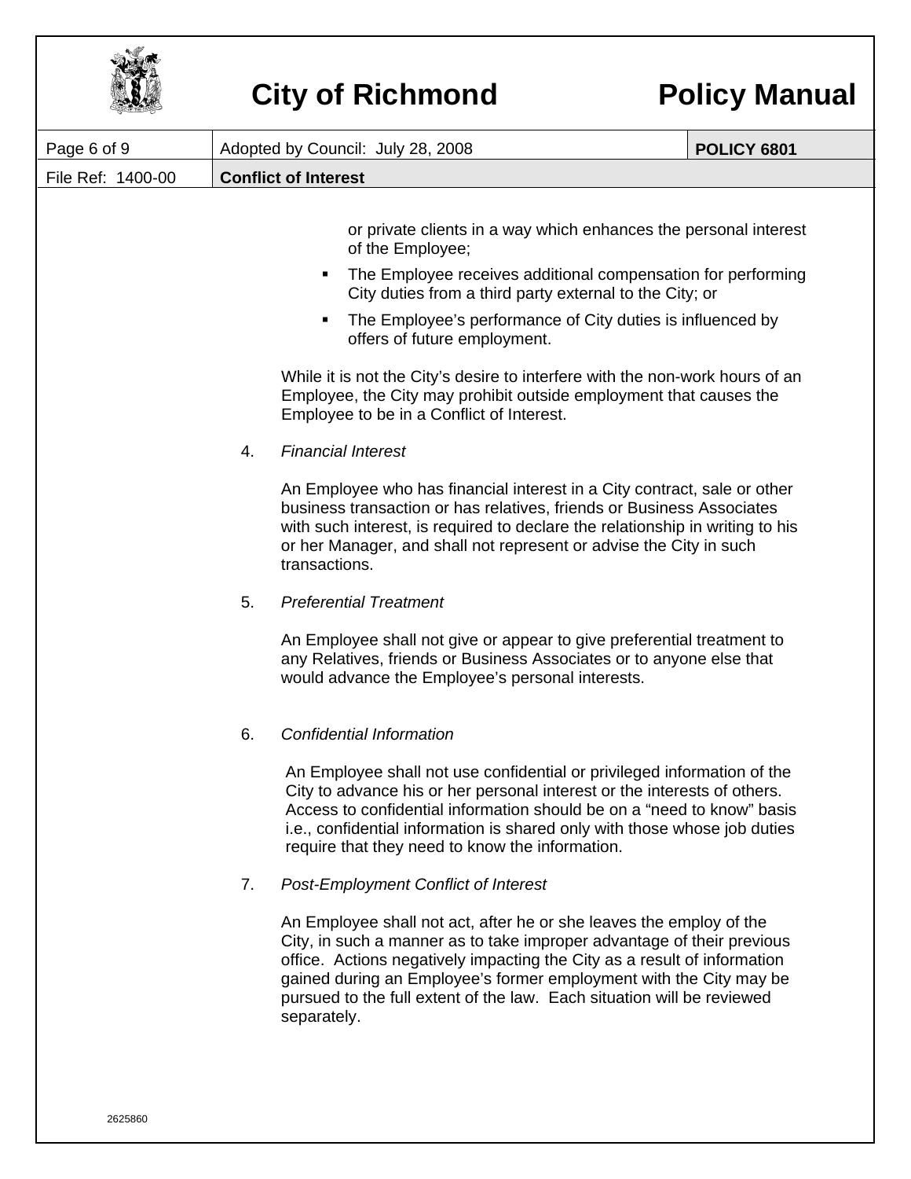or private clients in a way which enhances the personal interest of the Employee;

- The Employee receives additional compensation for performing City duties from a third party external to the City; or
- The Employee's performance of City duties is influenced by offers of future employment.

While it is not the City's desire to interfere with the non-work hours of an Employee, the City may prohibit outside employment that causes the Employee to be in a Conflict of Interest.

4. *Financial Interest*

   An Employee who has financial interest in a City contract, sale or other business transaction or has relatives, friends or Business Associates with such interest, is required to declare the relationship in writing to his or her Manager, and shall not represent or advise the City in such transactions.

5. *Preferential Treatment*

   An Employee shall not give or appear to give preferential treatment to any Relatives, friends or Business Associates or to anyone else that would advance the Employee's personal interests.

6. *Confidential Information*

   An Employee shall not use confidential or privileged information of the City to advance his or her personal interest or the interests of others. Access to confidential information should be on a "need to know" basis i.e., confidential information is shared only with those whose job duties require that they need to know the information.

7. *Post-Employment Conflict of Interest*

   An Employee shall not act, after he or she leaves the employ of the City, in such a manner as to take improper advantage of their previous office. Actions negatively impacting the City as a result of information gained during an Employee's former employment with the City may be pursued to the full extent of the law. Each situation will be reviewed separately.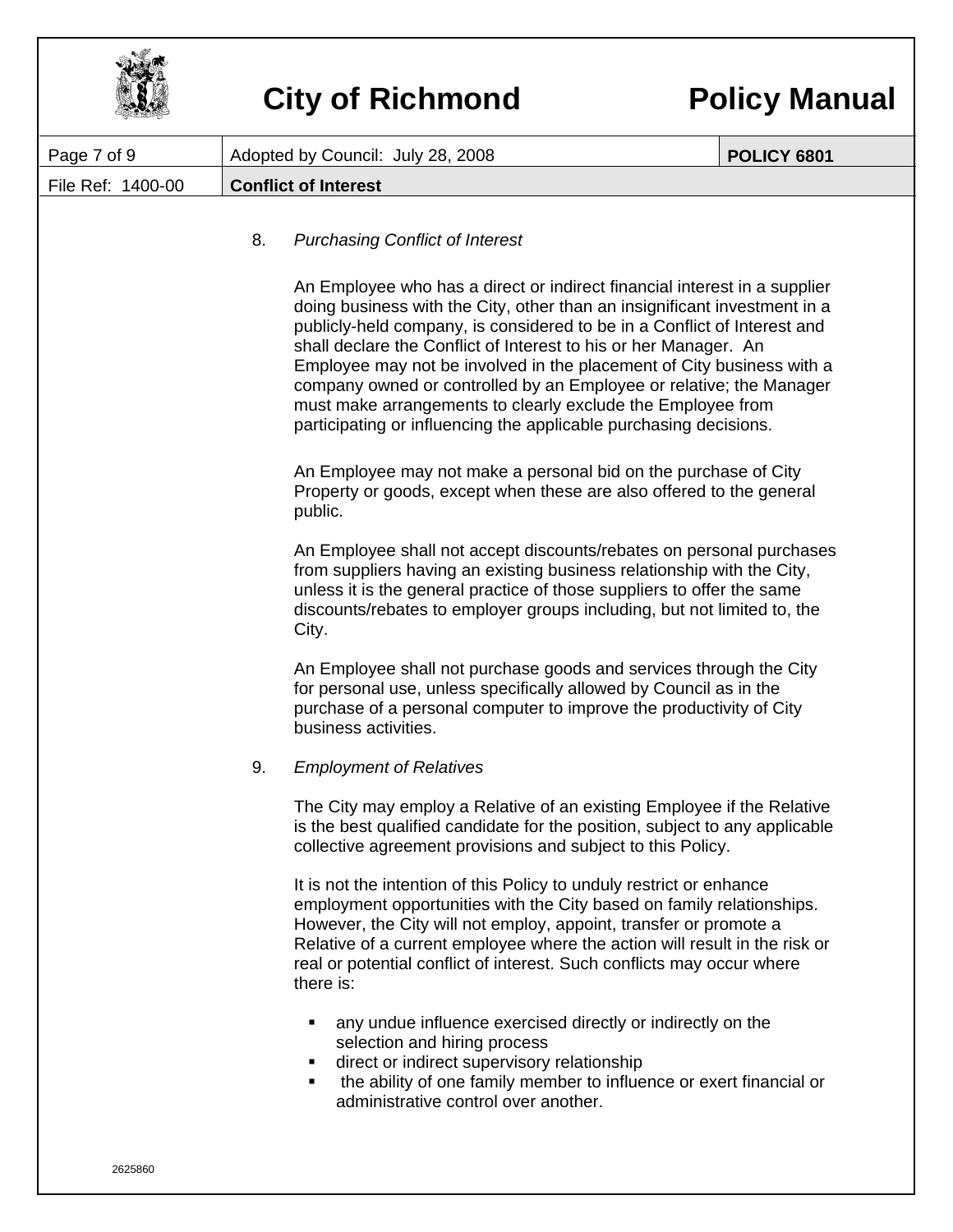8. *Purchasing Conflict of Interest*

   An Employee who has a direct or indirect financial interest in a supplier doing business with the City, other than an insignificant investment in a publicly-held company, is considered to be in a Conflict of Interest and shall declare the Conflict of Interest to his or her Manager. An Employee may not be involved in the placement of City business with a company owned or controlled by an Employee or relative; the Manager must make arrangements to clearly exclude the Employee from participating or influencing the applicable purchasing decisions.

   An Employee may not make a personal bid on the purchase of City Property or goods, except when these are also offered to the general public.

   An Employee shall not accept discounts/rebates on personal purchases from suppliers having an existing business relationship with the City, unless it is the general practice of those suppliers to offer the same discounts/rebates to employer groups including, but not limited to, the City.

   An Employee shall not purchase goods and services through the City for personal use, unless specifically allowed by Council as in the purchase of a personal computer to improve the productivity of City business activities.

9. *Employment of Relatives*

   The City may employ a Relative of an existing Employee if the Relative is the best qualified candidate for the position, subject to any applicable collective agreement provisions and subject to this Policy.

   It is not the intention of this Policy to unduly restrict or enhance employment opportunities with the City based on family relationships. However, the City will not employ, appoint, transfer or promote a Relative of a current employee where the action will result in the risk or real or potential conflict of interest. Such conflicts may occur where there is:

   - any undue influence exercised directly or indirectly on the selection and hiring process
   - direct or indirect supervisory relationship
   - the ability of one family member to influence or exert financial or administrative control over another.

2625860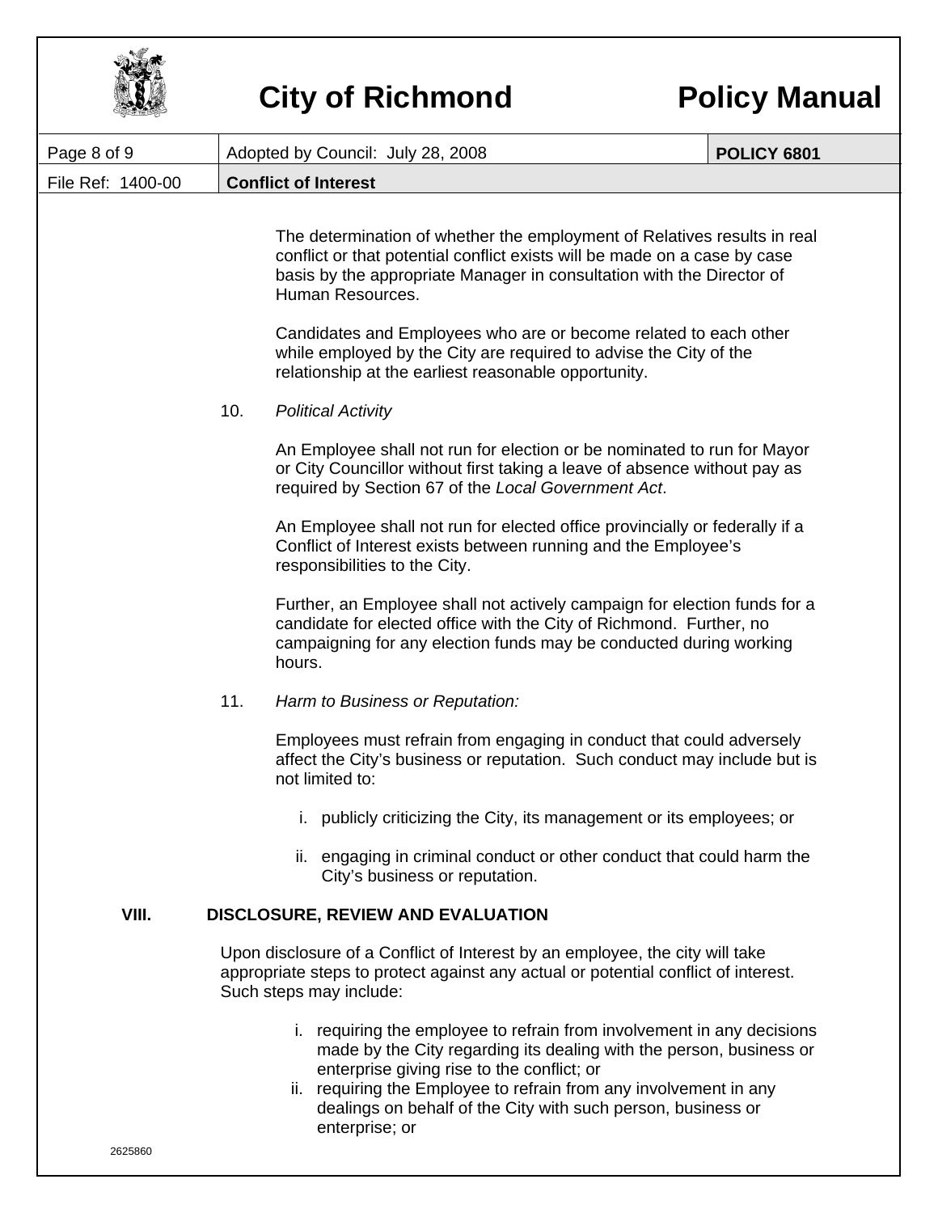The determination of whether the employment of Relatives results in real conflict or that potential conflict exists will be made on a case by case basis by the appropriate Manager in consultation with the Director of Human Resources.

Candidates and Employees who are or become related to each other while employed by the City are required to advise the City of the relationship at the earliest reasonable opportunity.

10. *Political Activity*

An Employee shall not run for election or be nominated to run for Mayor or City Councillor without first taking a leave of absence without pay as required by Section 67 of the *Local Government Act*.

An Employee shall not run for elected office provincially or federally if a Conflict of Interest exists between running and the Employee's responsibilities to the City.

Further, an Employee shall not actively campaign for election funds for a candidate for elected office with the City of Richmond. Further, no campaigning for any election funds may be conducted during working hours.

11. *Harm to Business or Reputation:*

Employees must refrain from engaging in conduct that could adversely affect the City's business or reputation. Such conduct may include but is not limited to:

i. publicly criticizing the City, its management or its employees; or

ii. engaging in criminal conduct or other conduct that could harm the City's business or reputation.

## VIII. DISCLOSURE, REVIEW AND EVALUATION

Upon disclosure of a Conflict of Interest by an employee, the city will take appropriate steps to protect against any actual or potential conflict of interest. Such steps may include:

i. requiring the employee to refrain from involvement in any decisions made by the City regarding its dealing with the person, business or enterprise giving rise to the conflict; or

ii. requiring the Employee to refrain from any involvement in any dealings on behalf of the City with such person, business or enterprise; or

2625860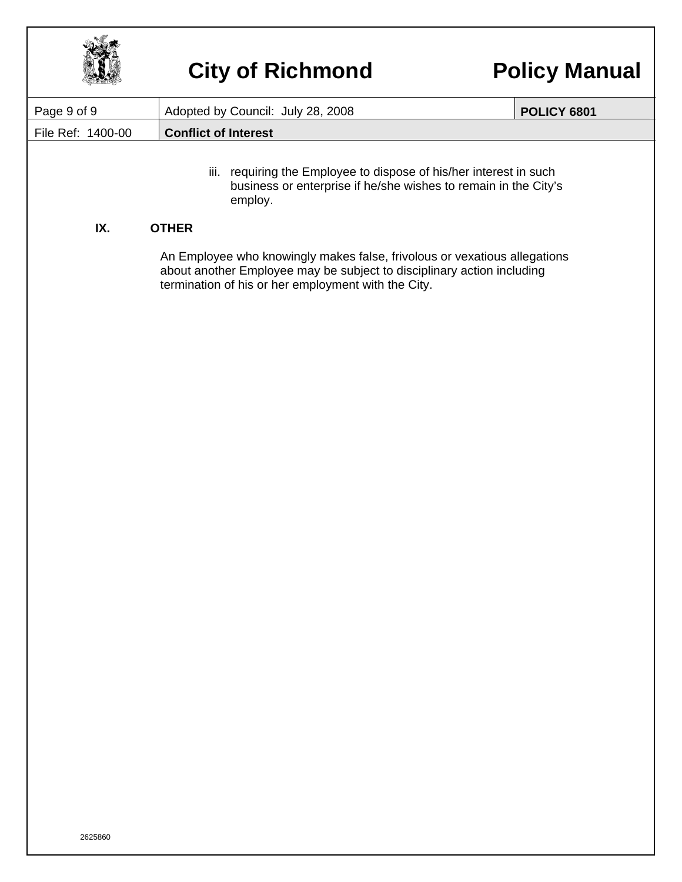iii. requiring the Employee to dispose of his/her interest in such business or enterprise if he/she wishes to remain in the City's employ.

## IX. OTHER

An Employee who knowingly makes false, frivolous or vexatious allegations about another Employee may be subject to disciplinary action including termination of his or her employment with the City.